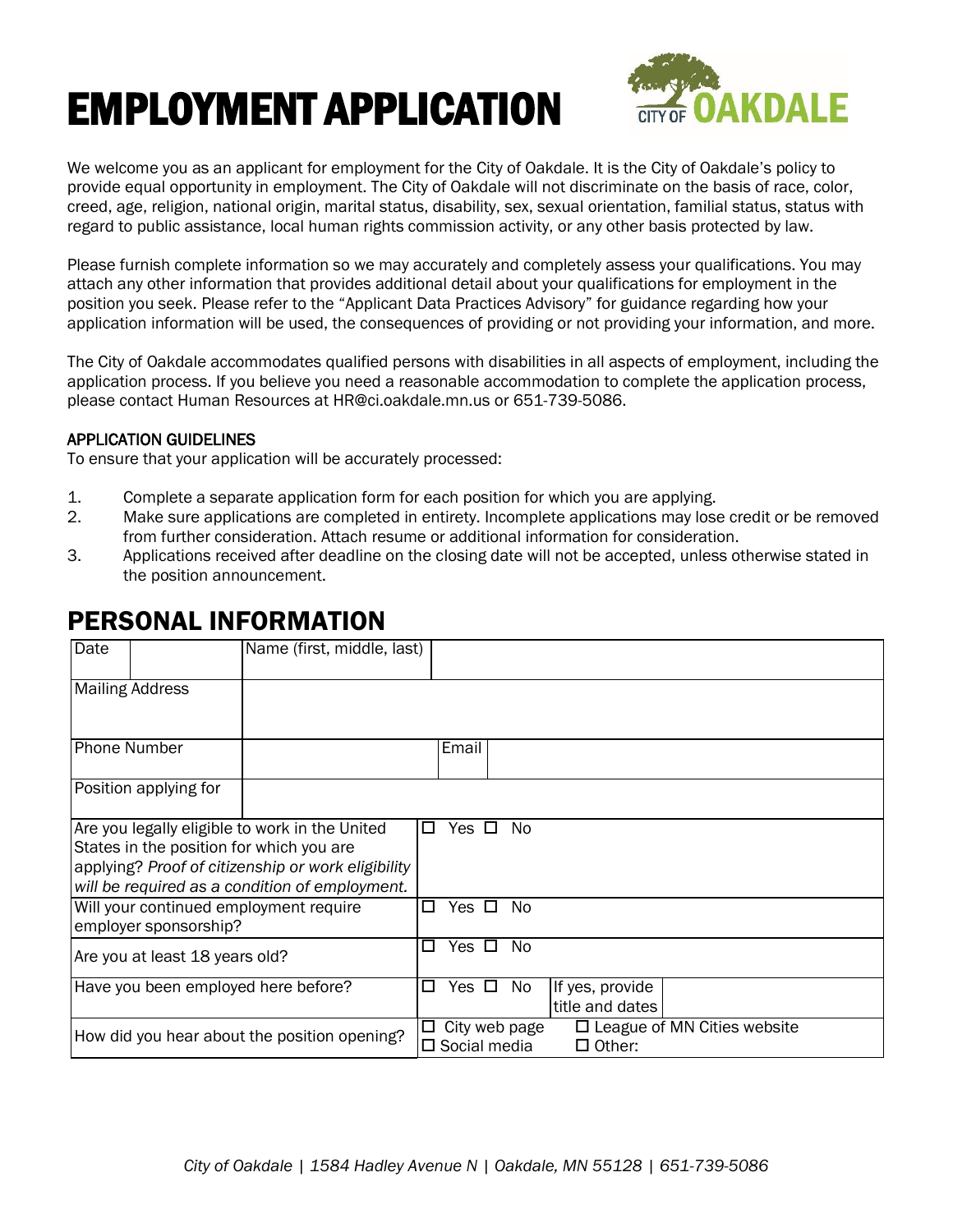# EMPLOYMENT APPLICATION

We welcome you as an applicant for employment for the City of Oakdale. It is the City of Oakdale's policy to provide equal opportunity in employment. The City of Oakdale will not discriminate on the basis of race, color, creed, age, religion, national origin, marital status, disability, sex, sexual orientation, familial status, status with regard to public assistance, local human rights commission activity, or any other basis protected by law.

Please furnish complete information so we may accurately and completely assess your qualifications. You may attach any other information that provides additional detail about your qualifications for employment in the position you seek. Please refer to the "Applicant Data Practices Advisory" for guidance regarding how your application information will be used, the consequences of providing or not providing your information, and more.

The City of Oakdale accommodates qualified persons with disabilities in all aspects of employment, including the application process. If you believe you need a reasonable accommodation to complete the application process, please contact Human Resources at HR@ci.oakdale.mn.us or 651-739-5086.

### APPLICATION GUIDELINES

To ensure that your application will be accurately processed:

1. Complete a separate application form for each position for which you are applying.
2. Make sure applications are completed in entirety. Incomplete applications may lose credit or be removed from further consideration. Attach resume or additional information for consideration.
3. Applications received after deadline on the closing date will not be accepted, unless otherwise stated in the position announcement.

## PERSONAL INFORMATION

| Date | | Name (first, middle, last) | |
|---|---|---|---|
| Mailing Address | | | |
| Phone Number | | Email | |
| Position applying for | | | |

| | |
|---|---|
| Are you legally eligible to work in the United States in the position for which you are applying? *Proof of citizenship or work eligibility will be required as a condition of employment.* | ☐ Yes ☐ No |
| Will your continued employment require employer sponsorship? | ☐ Yes ☐ No |
| Are you at least 18 years old? | ☐ Yes ☐ No |
| Have you been employed here before? | ☐ Yes ☐ No — If yes, provide title and dates: |
| How did you hear about the position opening? | ☐ City web page ☐ League of MN Cities website ☐ Social media ☐ Other: |

City of Oakdale | 1584 Hadley Avenue N | Oakdale, MN 55128 | 651-739-5086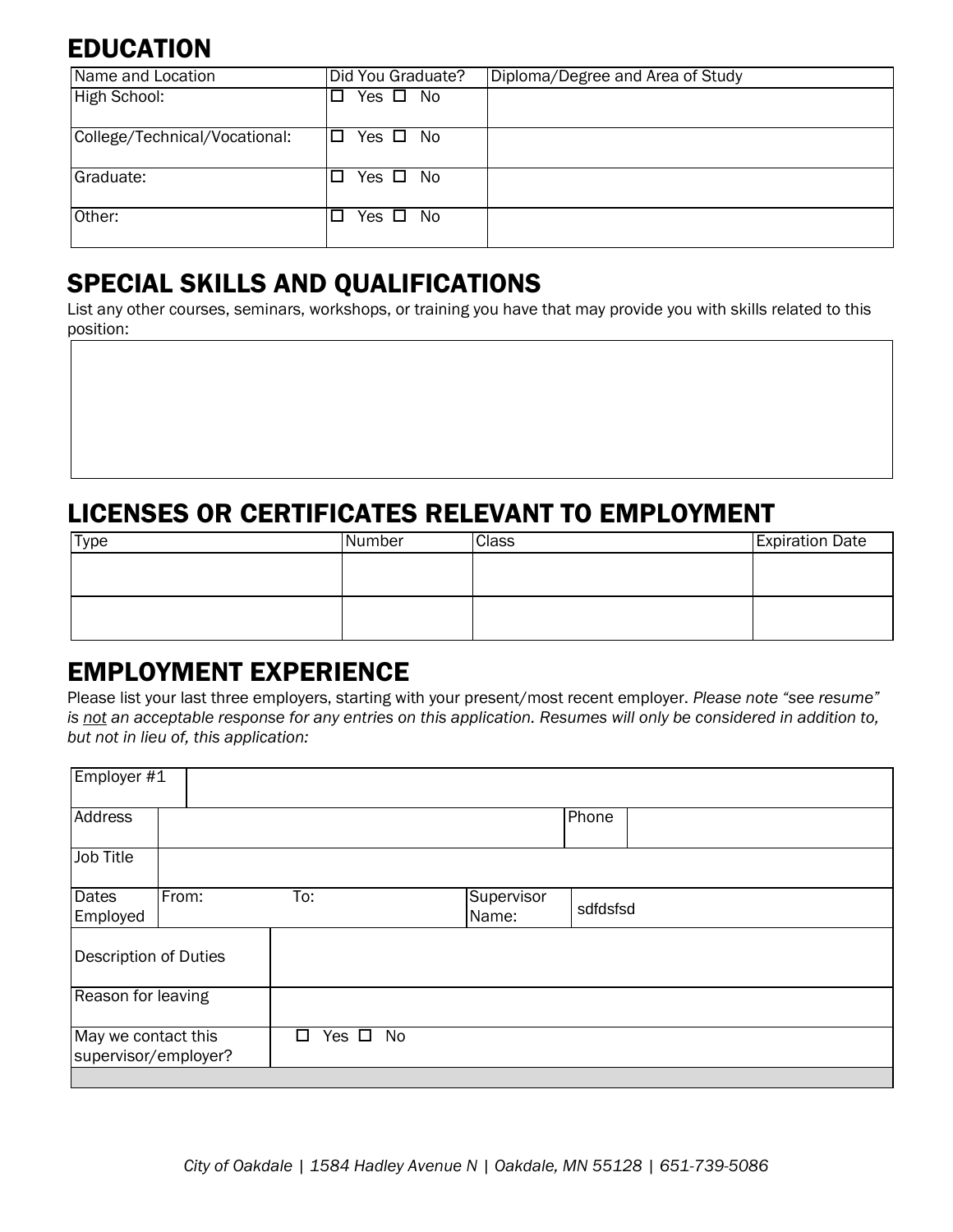## EDUCATION

| Name and Location | Did You Graduate? | Diploma/Degree and Area of Study |
|---|---|---|
| High School: | ☐ Yes ☐ No | |
| College/Technical/Vocational: | ☐ Yes ☐ No | |
| Graduate: | ☐ Yes ☐ No | |
| Other: | ☐ Yes ☐ No | |

## SPECIAL SKILLS AND QUALIFICATIONS

List any other courses, seminars, workshops, or training you have that may provide you with skills related to this position:

| |
|---|
| |

## LICENSES OR CERTIFICATES RELEVANT TO EMPLOYMENT

| Type | Number | Class | Expiration Date |
|---|---|---|---|
| | | | |
| | | | |

## EMPLOYMENT EXPERIENCE

Please list your last three employers, starting with your present/most recent employer. *Please note "see resume" is not an acceptable response for any entries on this application. Resumes will only be considered in addition to, but not in lieu of, this application:*

| Employer #1 | | | |
|---|---|---|---|
| Address | | Phone | |
| Job Title | | | |
| Dates Employed | From: To: | Supervisor Name: | sdfdsfsd |
| Description of Duties | | | |
| Reason for leaving | | | |
| May we contact this supervisor/employer? | ☐ Yes ☐ No | | |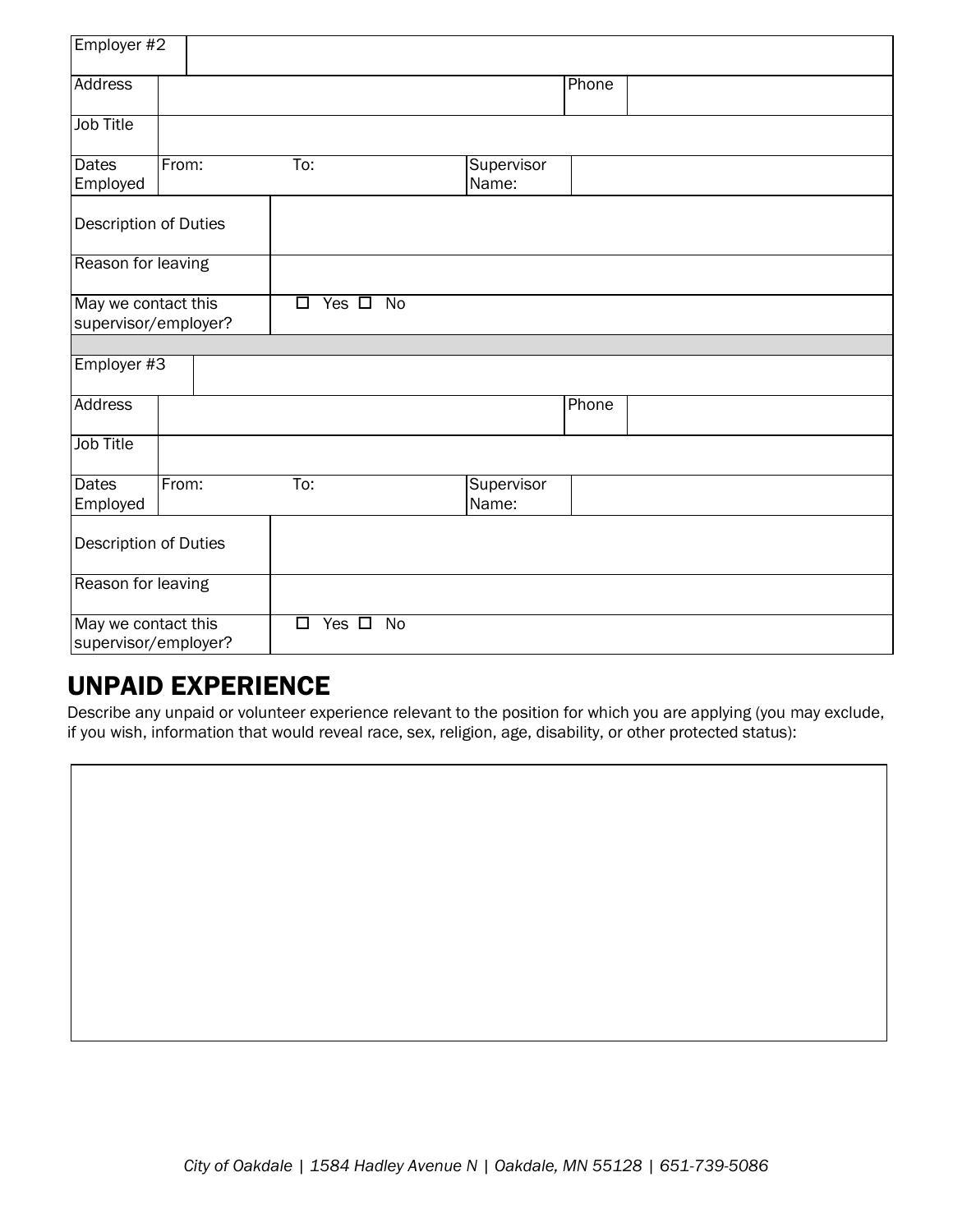| Employer #2 | | | |
|---|---|---|---|
| Address | | Phone | |
| Job Title | | | |
| Dates Employed | From: | To: | Supervisor Name: |
| Description of Duties | | | |
| Reason for leaving | | | |
| May we contact this supervisor/employer? | ☐ Yes ☐ No | | |

| Employer #3 | | | |
|---|---|---|---|
| Address | | Phone | |
| Job Title | | | |
| Dates Employed | From: | To: | Supervisor Name: |
| Description of Duties | | | |
| Reason for leaving | | | |
| May we contact this supervisor/employer? | ☐ Yes ☐ No | | |

## UNPAID EXPERIENCE

Describe any unpaid or volunteer experience relevant to the position for which you are applying (you may exclude, if you wish, information that would reveal race, sex, religion, age, disability, or other protected status):

City of Oakdale | 1584 Hadley Avenue N | Oakdale, MN 55128 | 651-739-5086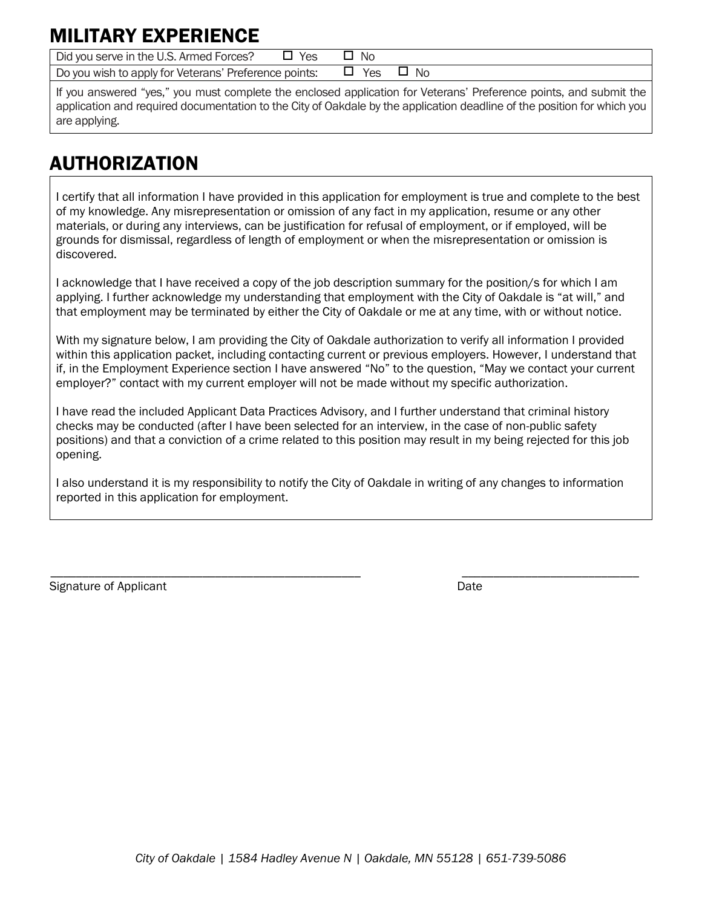## MILITARY EXPERIENCE

| Did you serve in the U.S. Armed Forces? | ☐ Yes | ☐ No |
|---|---|---|
| Do you wish to apply for Veterans' Preference points: | ☐ Yes | ☐ No |

If you answered "yes," you must complete the enclosed application for Veterans' Preference points, and submit the application and required documentation to the City of Oakdale by the application deadline of the position for which you are applying.

## AUTHORIZATION

I certify that all information I have provided in this application for employment is true and complete to the best of my knowledge. Any misrepresentation or omission of any fact in my application, resume or any other materials, or during any interviews, can be justification for refusal of employment, or if employed, will be grounds for dismissal, regardless of length of employment or when the misrepresentation or omission is discovered.

I acknowledge that I have received a copy of the job description summary for the position/s for which I am applying. I further acknowledge my understanding that employment with the City of Oakdale is "at will," and that employment may be terminated by either the City of Oakdale or me at any time, with or without notice.

With my signature below, I am providing the City of Oakdale authorization to verify all information I provided within this application packet, including contacting current or previous employers. However, I understand that if, in the Employment Experience section I have answered "No" to the question, "May we contact your current employer?" contact with my current employer will not be made without my specific authorization.

I have read the included Applicant Data Practices Advisory, and I further understand that criminal history checks may be conducted (after I have been selected for an interview, in the case of non-public safety positions) and that a conviction of a crime related to this position may result in my being rejected for this job opening.

I also understand it is my responsibility to notify the City of Oakdale in writing of any changes to information reported in this application for employment.

\_\_\_\_\_\_\_\_\_\_\_\_\_\_\_\_\_\_\_\_\_\_\_\_\_\_\_\_\_\_\_\_\_\_\_\_\_\_\_\_ \_\_\_\_\_\_\_\_\_\_\_\_\_\_\_\_\_\_\_\_\_\_\_\_\_\_

Signature of Applicant Date

*City of Oakdale | 1584 Hadley Avenue N | Oakdale, MN 55128 | 651-739-5086*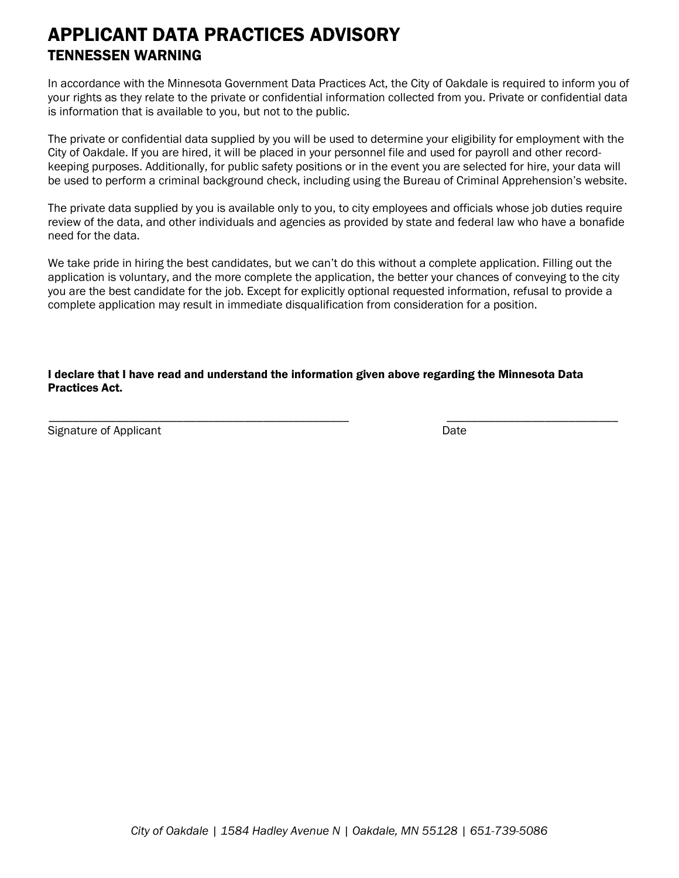# APPLICANT DATA PRACTICES ADVISORY

## TENNESSEN WARNING

In accordance with the Minnesota Government Data Practices Act, the City of Oakdale is required to inform you of your rights as they relate to the private or confidential information collected from you. Private or confidential data is information that is available to you, but not to the public.

The private or confidential data supplied by you will be used to determine your eligibility for employment with the City of Oakdale. If you are hired, it will be placed in your personnel file and used for payroll and other record-keeping purposes. Additionally, for public safety positions or in the event you are selected for hire, your data will be used to perform a criminal background check, including using the Bureau of Criminal Apprehension's website.

The private data supplied by you is available only to you, to city employees and officials whose job duties require review of the data, and other individuals and agencies as provided by state and federal law who have a bonafide need for the data.

We take pride in hiring the best candidates, but we can't do this without a complete application. Filling out the application is voluntary, and the more complete the application, the better your chances of conveying to the city you are the best candidate for the job. Except for explicitly optional requested information, refusal to provide a complete application may result in immediate disqualification from consideration for a position.

**I declare that I have read and understand the information given above regarding the Minnesota Data Practices Act.**

___________________________________________ ___________________________

Signature of Applicant Date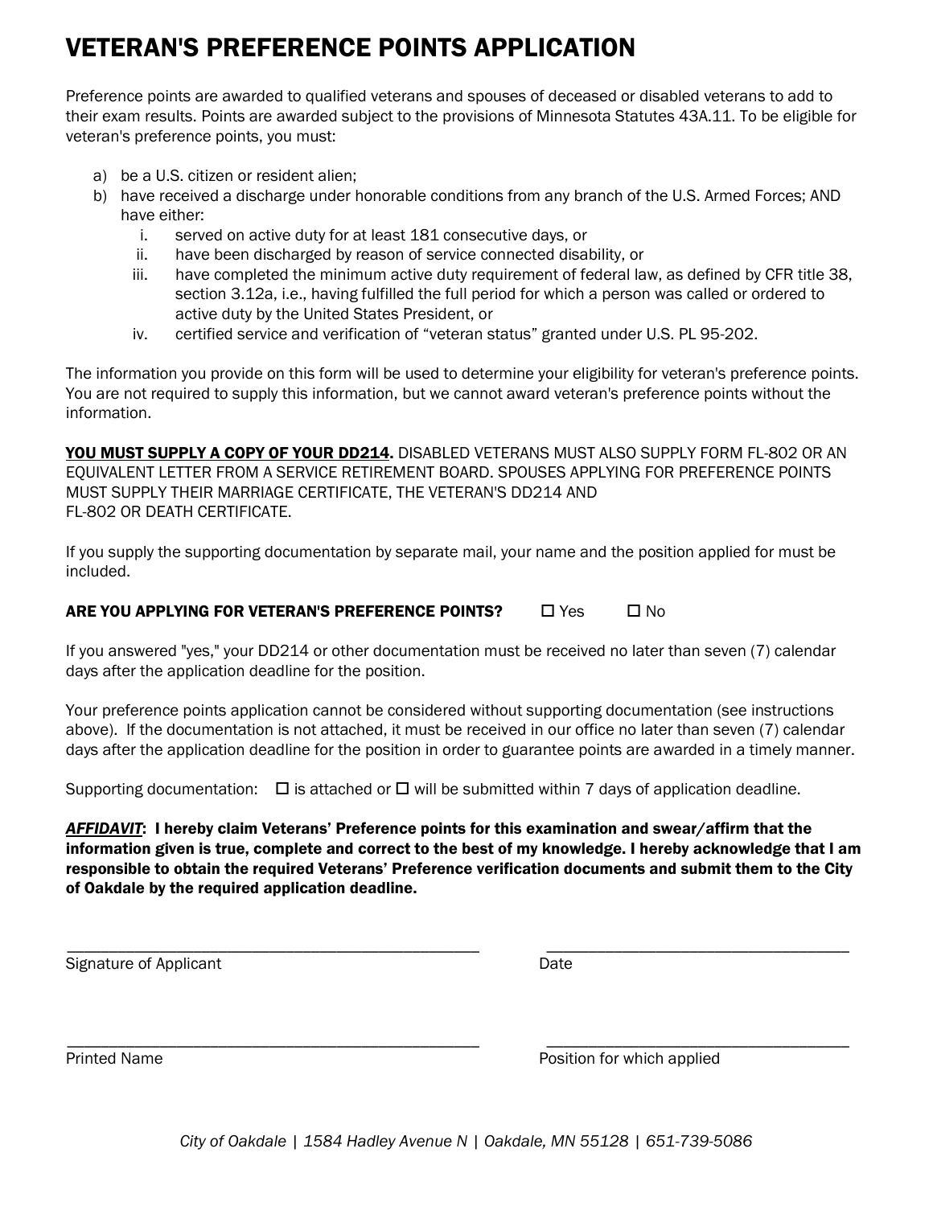# VETERAN'S PREFERENCE POINTS APPLICATION

Preference points are awarded to qualified veterans and spouses of deceased or disabled veterans to add to their exam results. Points are awarded subject to the provisions of Minnesota Statutes 43A.11. To be eligible for veteran's preference points, you must:

a) be a U.S. citizen or resident alien;
b) have received a discharge under honorable conditions from any branch of the U.S. Armed Forces; AND have either:
   i. served on active duty for at least 181 consecutive days, or
   ii. have been discharged by reason of service connected disability, or
   iii. have completed the minimum active duty requirement of federal law, as defined by CFR title 38, section 3.12a, i.e., having fulfilled the full period for which a person was called or ordered to active duty by the United States President, or
   iv. certified service and verification of "veteran status" granted under U.S. PL 95-202.

The information you provide on this form will be used to determine your eligibility for veteran's preference points. You are not required to supply this information, but we cannot award veteran's preference points without the information.

**YOU MUST SUPPLY A COPY OF YOUR DD214.** DISABLED VETERANS MUST ALSO SUPPLY FORM FL-802 OR AN EQUIVALENT LETTER FROM A SERVICE RETIREMENT BOARD. SPOUSES APPLYING FOR PREFERENCE POINTS MUST SUPPLY THEIR MARRIAGE CERTIFICATE, THE VETERAN'S DD214 AND FL-802 OR DEATH CERTIFICATE.

If you supply the supporting documentation by separate mail, your name and the position applied for must be included.

**ARE YOU APPLYING FOR VETERAN'S PREFERENCE POINTS?** ☐ Yes ☐ No

If you answered "yes," your DD214 or other documentation must be received no later than seven (7) calendar days after the application deadline for the position.

Your preference points application cannot be considered without supporting documentation (see instructions above). If the documentation is not attached, it must be received in our office no later than seven (7) calendar days after the application deadline for the position in order to guarantee points are awarded in a timely manner.

Supporting documentation: ☐ is attached or ☐ will be submitted within 7 days of application deadline.

***AFFIDAVIT*: I hereby claim Veterans' Preference points for this examination and swear/affirm that the information given is true, complete and correct to the best of my knowledge. I hereby acknowledge that I am responsible to obtain the required Veterans' Preference verification documents and submit them to the City of Oakdale by the required application deadline.**

\_\_\_\_\_\_\_\_\_\_\_\_\_\_\_\_\_\_\_\_\_\_\_\_\_\_\_\_\_\_\_\_\_\_\_\_\_\_\_\_ \_\_\_\_\_\_\_\_\_\_\_\_\_\_\_\_\_\_\_\_\_\_\_\_\_\_\_\_\_\_
Signature of Applicant Date

\_\_\_\_\_\_\_\_\_\_\_\_\_\_\_\_\_\_\_\_\_\_\_\_\_\_\_\_\_\_\_\_\_\_\_\_\_\_\_\_ \_\_\_\_\_\_\_\_\_\_\_\_\_\_\_\_\_\_\_\_\_\_\_\_\_\_\_\_\_\_
Printed Name Position for which applied

*City of Oakdale | 1584 Hadley Avenue N | Oakdale, MN 55128 | 651-739-5086*